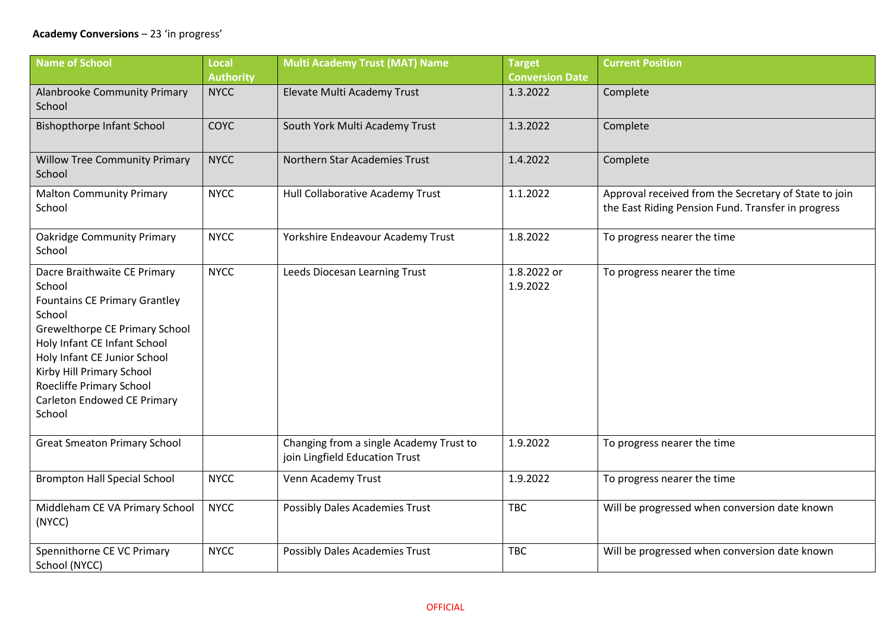**Academy Conversions** – 23 'in progress'

| Name of School | Local Authority | Multi Academy Trust (MAT) Name | Target Conversion Date | Current Position |
|---|---|---|---|---|
| Alanbrooke Community Primary School | NYCC | Elevate Multi Academy Trust | 1.3.2022 | Complete |
| Bishopthorpe Infant School | COYC | South York Multi Academy Trust | 1.3.2022 | Complete |
| Willow Tree Community Primary School | NYCC | Northern Star Academies Trust | 1.4.2022 | Complete |
| Malton Community Primary School | NYCC | Hull Collaborative Academy Trust | 1.1.2022 | Approval received from the Secretary of State to join the East Riding Pension Fund. Transfer in progress |
| Oakridge Community Primary School | NYCC | Yorkshire Endeavour Academy Trust | 1.8.2022 | To progress nearer the time |
| Dacre Braithwaite CE Primary School<br>Fountains CE Primary Grantley School<br>Grewelthorpe CE Primary School<br>Holy Infant CE Infant School<br>Holy Infant CE Junior School<br>Kirby Hill Primary School<br>Roecliffe Primary School<br>Carleton Endowed CE Primary School | NYCC | Leeds Diocesan Learning Trust | 1.8.2022 or 1.9.2022 | To progress nearer the time |
| Great Smeaton Primary School | | Changing from a single Academy Trust to join Lingfield Education Trust | 1.9.2022 | To progress nearer the time |
| Brompton Hall Special School | NYCC | Venn Academy Trust | 1.9.2022 | To progress nearer the time |
| Middleham CE VA Primary School (NYCC) | NYCC | Possibly Dales Academies Trust | TBC | Will be progressed when conversion date known |
| Spennithorne CE VC Primary School (NYCC) | NYCC | Possibly Dales Academies Trust | TBC | Will be progressed when conversion date known |

OFFICIAL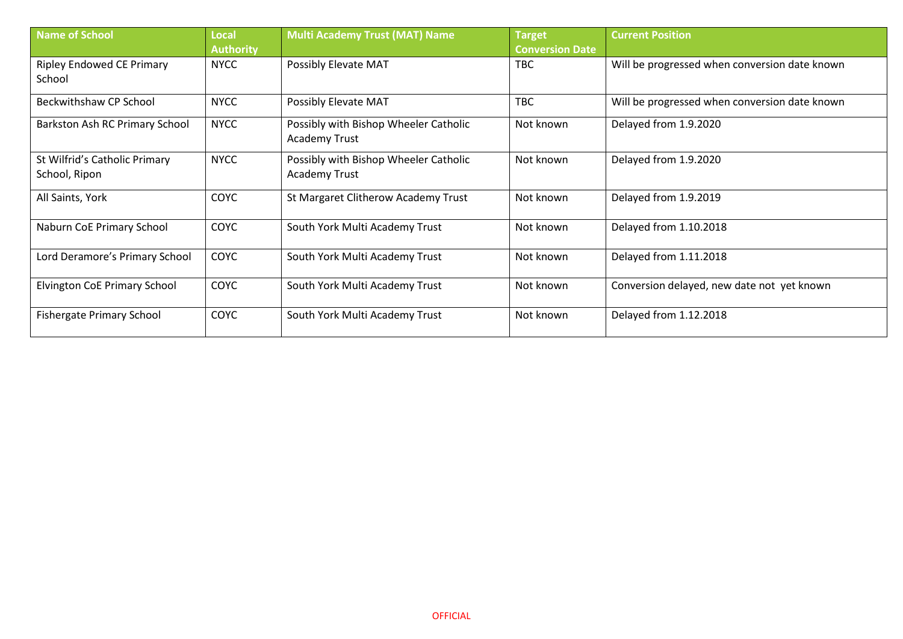| Name of School | Local Authority | Multi Academy Trust (MAT) Name | Target Conversion Date | Current Position |
| --- | --- | --- | --- | --- |
| Ripley Endowed CE Primary School | NYCC | Possibly Elevate MAT | TBC | Will be progressed when conversion date known |
| Beckwithshaw CP School | NYCC | Possibly Elevate MAT | TBC | Will be progressed when conversion date known |
| Barkston Ash RC Primary School | NYCC | Possibly with Bishop Wheeler Catholic Academy Trust | Not known | Delayed from 1.9.2020 |
| St Wilfrid's Catholic Primary School, Ripon | NYCC | Possibly with Bishop Wheeler Catholic Academy Trust | Not known | Delayed from 1.9.2020 |
| All Saints, York | COYC | St Margaret Clitherow Academy Trust | Not known | Delayed from 1.9.2019 |
| Naburn CoE Primary School | COYC | South York Multi Academy Trust | Not known | Delayed from 1.10.2018 |
| Lord Deramore's Primary School | COYC | South York Multi Academy Trust | Not known | Delayed from 1.11.2018 |
| Elvington CoE Primary School | COYC | South York Multi Academy Trust | Not known | Conversion delayed, new date not yet known |
| Fishergate Primary School | COYC | South York Multi Academy Trust | Not known | Delayed from 1.12.2018 |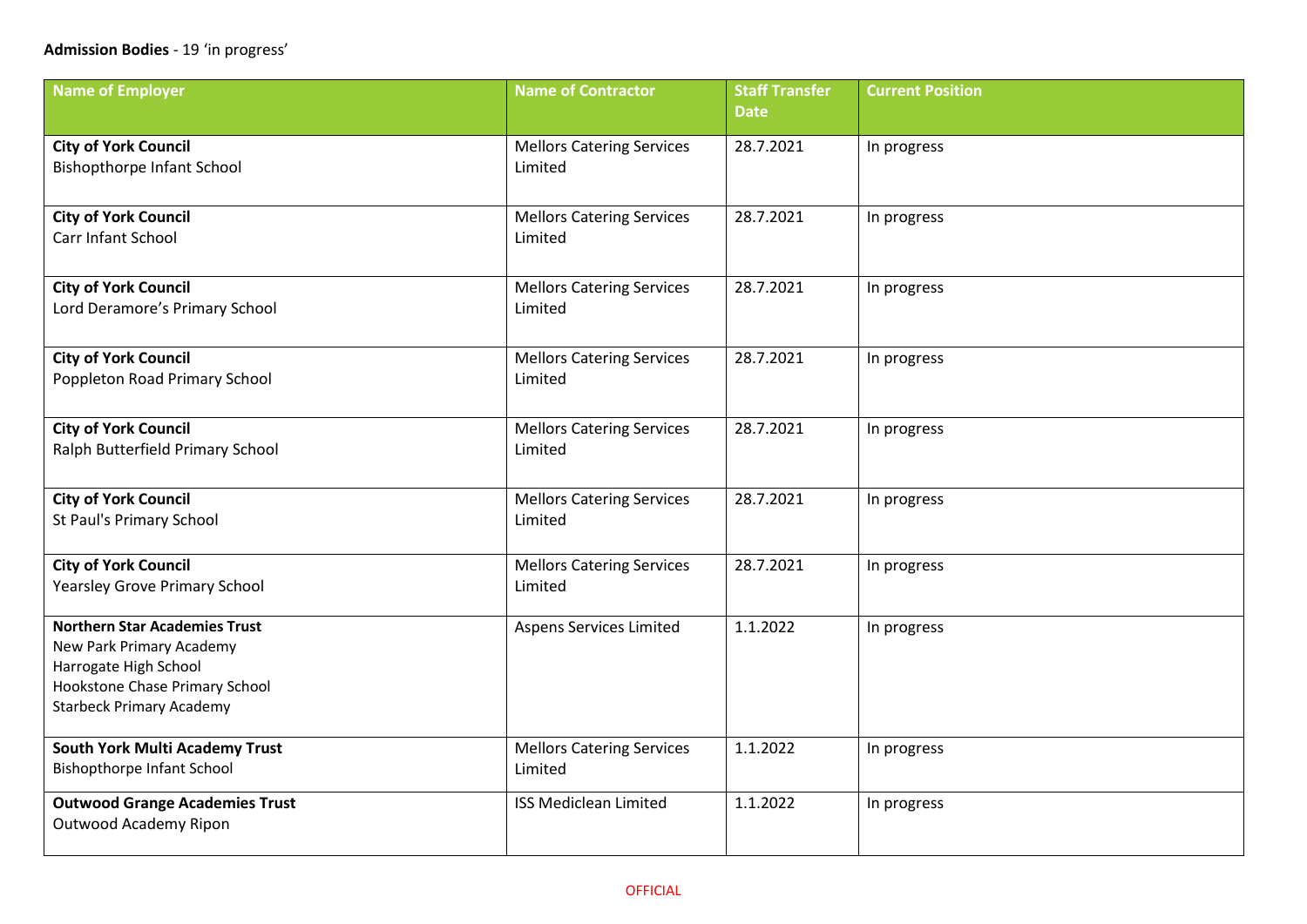**Admission Bodies** - 19 'in progress'

| Name of Employer | Name of Contractor | Staff Transfer Date | Current Position |
|---|---|---|---|
| **City of York Council**<br>Bishopthorpe Infant School | Mellors Catering Services Limited | 28.7.2021 | In progress |
| **City of York Council**<br>Carr Infant School | Mellors Catering Services Limited | 28.7.2021 | In progress |
| **City of York Council**<br>Lord Deramore's Primary School | Mellors Catering Services Limited | 28.7.2021 | In progress |
| **City of York Council**<br>Poppleton Road Primary School | Mellors Catering Services Limited | 28.7.2021 | In progress |
| **City of York Council**<br>Ralph Butterfield Primary School | Mellors Catering Services Limited | 28.7.2021 | In progress |
| **City of York Council**<br>St Paul's Primary School | Mellors Catering Services Limited | 28.7.2021 | In progress |
| **City of York Council**<br>Yearsley Grove Primary School | Mellors Catering Services Limited | 28.7.2021 | In progress |
| **Northern Star Academies Trust**<br>New Park Primary Academy<br>Harrogate High School<br>Hookstone Chase Primary School<br>Starbeck Primary Academy | Aspens Services Limited | 1.1.2022 | In progress |
| **South York Multi Academy Trust**<br>Bishopthorpe Infant School | Mellors Catering Services Limited | 1.1.2022 | In progress |
| **Outwood Grange Academies Trust**<br>Outwood Academy Ripon | ISS Mediclean Limited | 1.1.2022 | In progress |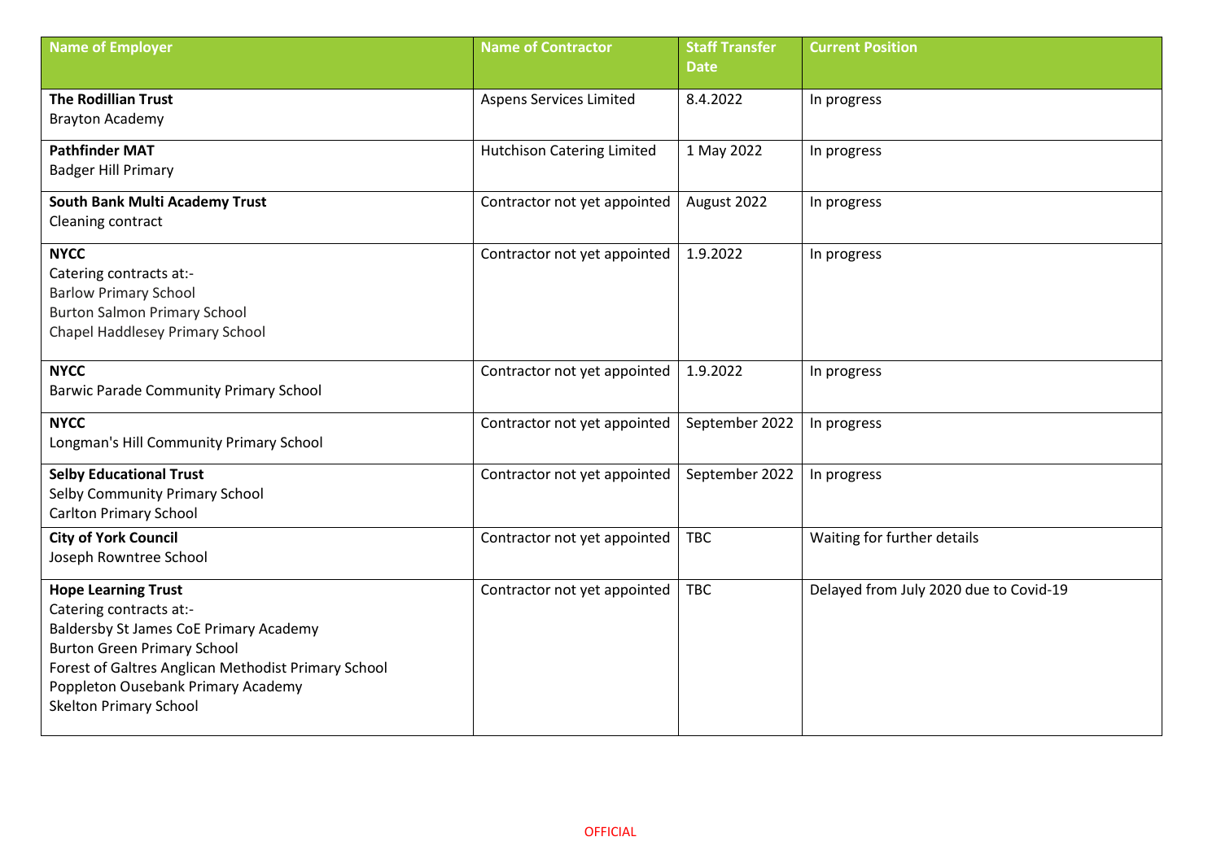| Name of Employer | Name of Contractor | Staff Transfer Date | Current Position |
|---|---|---|---|
| **The Rodillian Trust**<br>Brayton Academy | Aspens Services Limited | 8.4.2022 | In progress |
| **Pathfinder MAT**<br>Badger Hill Primary | Hutchison Catering Limited | 1 May 2022 | In progress |
| **South Bank Multi Academy Trust**<br>Cleaning contract | Contractor not yet appointed | August 2022 | In progress |
| **NYCC**<br>Catering contracts at:-<br>Barlow Primary School<br>Burton Salmon Primary School<br>Chapel Haddlesey Primary School | Contractor not yet appointed | 1.9.2022 | In progress |
| **NYCC**<br>Barwic Parade Community Primary School | Contractor not yet appointed | 1.9.2022 | In progress |
| **NYCC**<br>Longman's Hill Community Primary School | Contractor not yet appointed | September 2022 | In progress |
| **Selby Educational Trust**<br>Selby Community Primary School<br>Carlton Primary School | Contractor not yet appointed | September 2022 | In progress |
| **City of York Council**<br>Joseph Rowntree School | Contractor not yet appointed | TBC | Waiting for further details |
| **Hope Learning Trust**<br>Catering contracts at:-<br>Baldersby St James CoE Primary Academy<br>Burton Green Primary School<br>Forest of Galtres Anglican Methodist Primary School<br>Poppleton Ousebank Primary Academy<br>Skelton Primary School | Contractor not yet appointed | TBC | Delayed from July 2020 due to Covid-19 |

OFFICIAL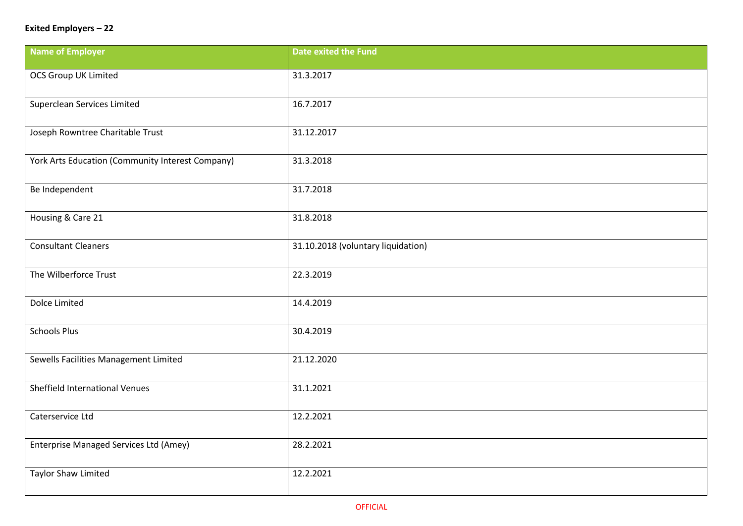**Exited Employers – 22**

| Name of Employer | Date exited the Fund |
|---|---|
| OCS Group UK Limited | 31.3.2017 |
| Superclean Services Limited | 16.7.2017 |
| Joseph Rowntree Charitable Trust | 31.12.2017 |
| York Arts Education (Community Interest Company) | 31.3.2018 |
| Be Independent | 31.7.2018 |
| Housing & Care 21 | 31.8.2018 |
| Consultant Cleaners | 31.10.2018 (voluntary liquidation) |
| The Wilberforce Trust | 22.3.2019 |
| Dolce Limited | 14.4.2019 |
| Schools Plus | 30.4.2019 |
| Sewells Facilities Management Limited | 21.12.2020 |
| Sheffield International Venues | 31.1.2021 |
| Caterservice Ltd | 12.2.2021 |
| Enterprise Managed Services Ltd (Amey) | 28.2.2021 |
| Taylor Shaw Limited | 12.2.2021 |

OFFICIAL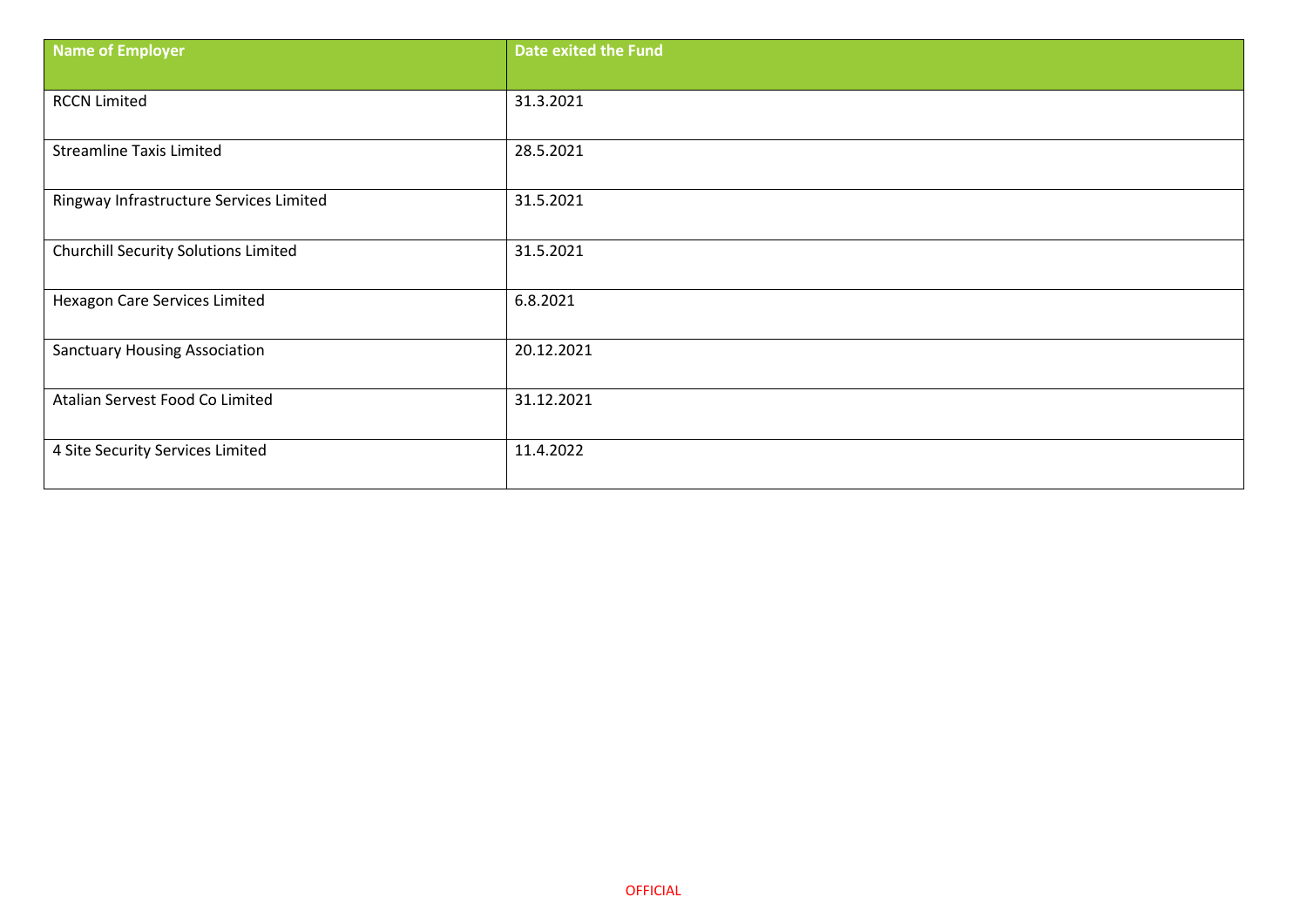| Name of Employer | Date exited the Fund |
|---|---|
| RCCN Limited | 31.3.2021 |
| Streamline Taxis Limited | 28.5.2021 |
| Ringway Infrastructure Services Limited | 31.5.2021 |
| Churchill Security Solutions Limited | 31.5.2021 |
| Hexagon Care Services Limited | 6.8.2021 |
| Sanctuary Housing Association | 20.12.2021 |
| Atalian Servest Food Co Limited | 31.12.2021 |
| 4 Site Security Services Limited | 11.4.2022 |